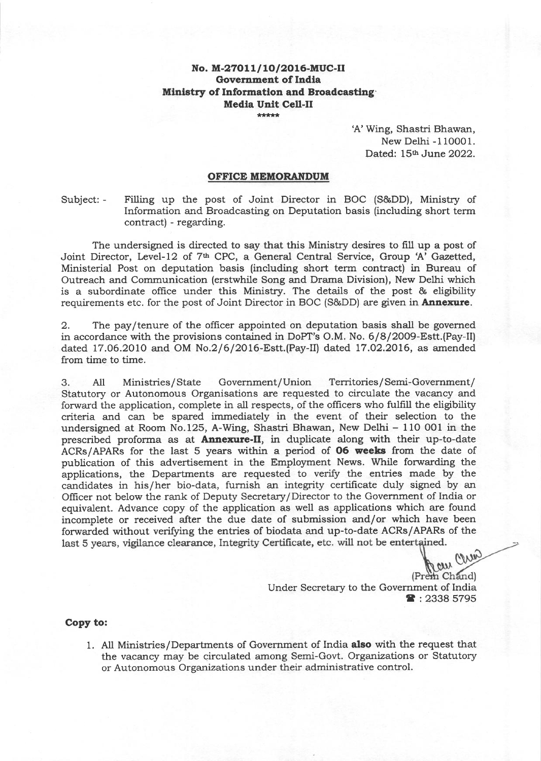**No. M-27011/10/2016-MUC-II**
**Government of India**
**Ministry of Information and Broadcasting**
**Media Unit Cell-II**

\*\*\*\*\*

'A' Wing, Shastri Bhawan,
New Delhi -110001.
Dated: 15th June 2022.

## OFFICE MEMORANDUM

Subject: - Filling up the post of Joint Director in BOC (S&DD), Ministry of Information and Broadcasting on Deputation basis (including short term contract) - regarding.

The undersigned is directed to say that this Ministry desires to fill up a post of Joint Director, Level-12 of 7th CPC, a General Central Service, Group 'A' Gazetted, Ministerial Post on deputation basis (including short term contract) in Bureau of Outreach and Communication (erstwhile Song and Drama Division), New Delhi which is a subordinate office under this Ministry. The details of the post & eligibility requirements etc. for the post of Joint Director in BOC (S&DD) are given in **Annexure**.

2. The pay/tenure of the officer appointed on deputation basis shall be governed in accordance with the provisions contained in DoPT's O.M. No. 6/8/2009-Estt.(Pay-II) dated 17.06.2010 and OM No.2/6/2016-Estt.(Pay-II) dated 17.02.2016, as amended from time to time.

3. All Ministries/State Government/Union Territories/Semi-Government/ Statutory or Autonomous Organisations are requested to circulate the vacancy and forward the application, complete in all respects, of the officers who fulfill the eligibility criteria and can be spared immediately in the event of their selection to the undersigned at Room No.125, A-Wing, Shastri Bhawan, New Delhi – 110 001 in the prescribed proforma as at **Annexure-II**, in duplicate along with their up-to-date ACRs/APARs for the last 5 years within a period of **06 weeks** from the date of publication of this advertisement in the Employment News. While forwarding the applications, the Departments are requested to verify the entries made by the candidates in his/her bio-data, furnish an integrity certificate duly signed by an Officer not below the rank of Deputy Secretary/Director to the Government of India or equivalent. Advance copy of the application as well as applications which are found incomplete or received after the due date of submission and/or which have been forwarded without verifying the entries of biodata and up-to-date ACRs/APARs of the last 5 years, vigilance clearance, Integrity Certificate, etc. will not be entertained.

(Prem Chand)
Under Secretary to the Government of India
☎ : 2338 5795

**Copy to:**

1. All Ministries/Departments of Government of India **also** with the request that the vacancy may be circulated among Semi-Govt. Organizations or Statutory or Autonomous Organizations under their administrative control.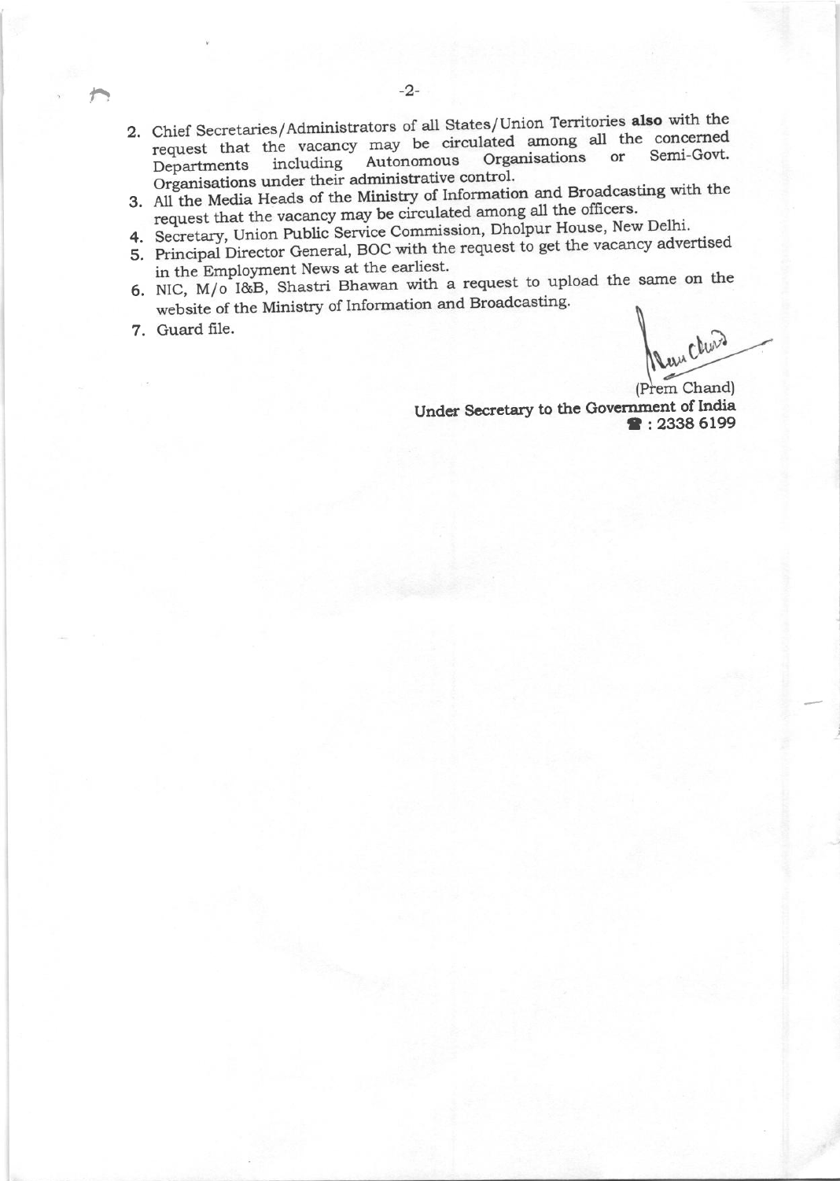2. Chief Secretaries/Administrators of all States/Union Territories **also** with the request that the vacancy may be circulated among all the concerned Departments including Autonomous Organisations or Semi-Govt. Organisations under their administrative control.
3. All the Media Heads of the Ministry of Information and Broadcasting with the request that the vacancy may be circulated among all the officers.
4. Secretary, Union Public Service Commission, Dholpur House, New Delhi.
5. Principal Director General, BOC with the request to get the vacancy advertised in the Employment News at the earliest.
6. NIC, M/o I&B, Shastri Bhawan with a request to upload the same on the website of the Ministry of Information and Broadcasting.
7. Guard file.

(Prem Chand)
**Under Secretary to the Government of India**
**☎ : 2338 6199**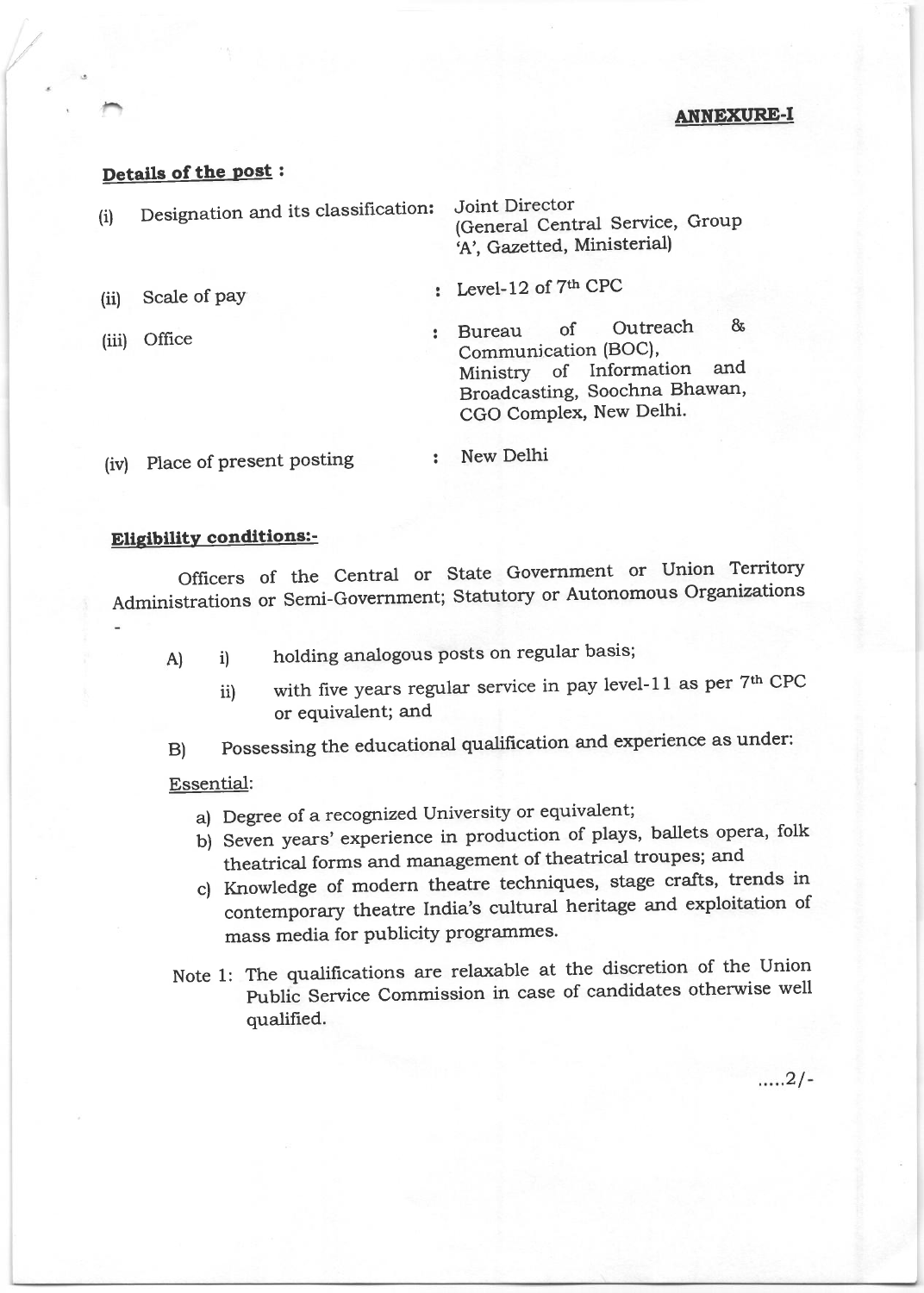**ANNEXURE-I**

**Details of the post :**

(i) Designation and its classification: Joint Director (General Central Service, Group 'A', Gazetted, Ministerial)

(ii) Scale of pay : Level-12 of 7th CPC

(iii) Office : Bureau of Outreach & Communication (BOC), Ministry of Information and Broadcasting, Soochna Bhawan, CGO Complex, New Delhi.

(iv) Place of present posting : New Delhi

**Eligibility conditions:-**

Officers of the Central or State Government or Union Territory Administrations or Semi-Government; Statutory or Autonomous Organizations -

A) i) holding analogous posts on regular basis;

ii) with five years regular service in pay level-11 as per 7th CPC or equivalent; and

B) Possessing the educational qualification and experience as under:

Essential:

a) Degree of a recognized University or equivalent;
b) Seven years' experience in production of plays, ballets opera, folk theatrical forms and management of theatrical troupes; and
c) Knowledge of modern theatre techniques, stage crafts, trends in contemporary theatre India's cultural heritage and exploitation of mass media for publicity programmes.

Note 1: The qualifications are relaxable at the discretion of the Union Public Service Commission in case of candidates otherwise well qualified.

.....2/-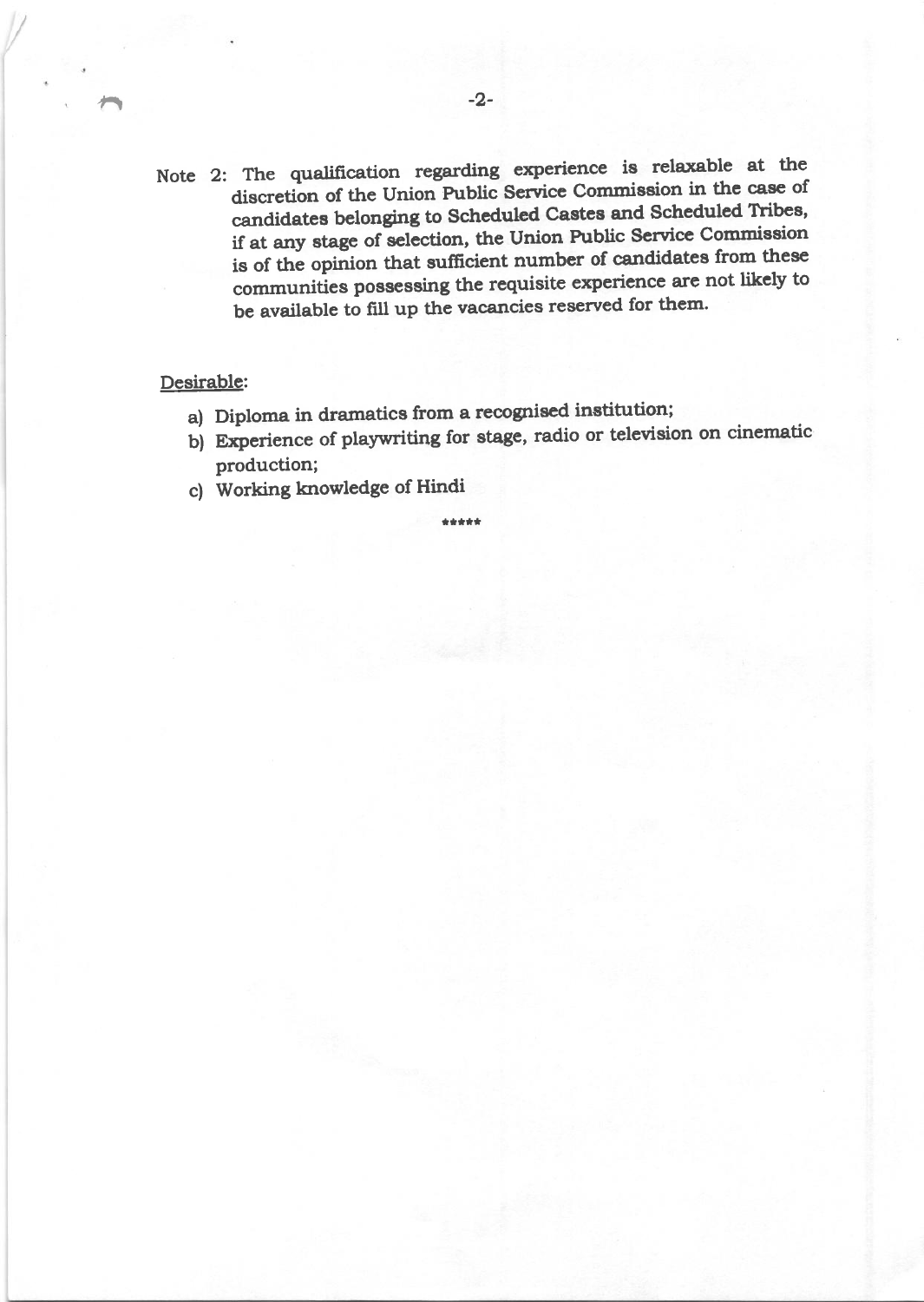Note 2: The qualification regarding experience is relaxable at the discretion of the Union Public Service Commission in the case of candidates belonging to Scheduled Castes and Scheduled Tribes, if at any stage of selection, the Union Public Service Commission is of the opinion that sufficient number of candidates from these communities possessing the requisite experience are not likely to be available to fill up the vacancies reserved for them.

Desirable:

a) Diploma in dramatics from a recognised institution;

b) Experience of playwriting for stage, radio or television on cinematic production;

c) Working knowledge of Hindi

*****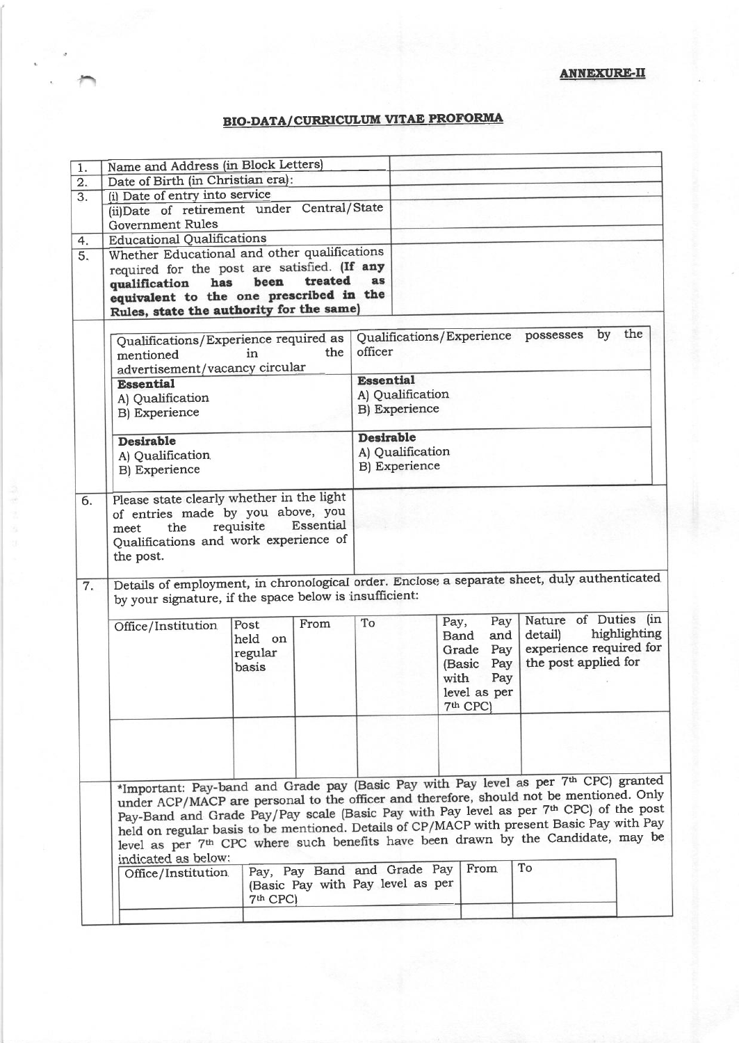**ANNEXURE-II**

## BIO-DATA/CURRICULUM VITAE PROFORMA

| | | |
|---|---|---|
| 1. | Name and Address (in Block Letters) | |
| 2. | Date of Birth (in Christian era): | |
| 3. | (i) Date of entry into service | |
| | (ii)Date of retirement under Central/State Government Rules | |
| 4. | Educational Qualifications | |
| 5. | Whether Educational and other qualifications required for the post are satisfied. **(If any qualification has been treated as equivalent to the one prescribed in the Rules, state the authority for the same)** | |

| Qualifications/Experience required as mentioned in the advertisement/vacancy circular | Qualifications/Experience possesses by the officer |
|---|---|
| **Essential**<br>A) Qualification<br>B) Experience | **Essential**<br>A) Qualification<br>B) Experience |
| **Desirable**<br>A) Qualification<br>B) Experience | **Desirable**<br>A) Qualification<br>B) Experience |

| | | |
|---|---|---|
| 6. | Please state clearly whether in the light of entries made by you above, you meet the requisite Essential Qualifications and work experience of the post. | |

7. Details of employment, in chronological order. Enclose a separate sheet, duly authenticated by your signature, if the space below is insufficient:

| Office/Institution | Post held on regular basis | From | To | Pay, Pay Band and Grade Pay (Basic Pay with Pay level as per 7th CPC) | Nature of Duties (in detail) highlighting experience required for the post applied for |
|---|---|---|---|---|---|
| | | | | | |

*Important: Pay-band and Grade pay (Basic Pay with Pay level as per 7th CPC) granted under ACP/MACP are personal to the officer and therefore, should not be mentioned. Only Pay-Band and Grade Pay/Pay scale (Basic Pay with Pay level as per 7th CPC) of the post held on regular basis to be mentioned. Details of CP/MACP with present Basic Pay with Pay level as per 7th CPC where such benefits have been drawn by the Candidate, may be indicated as below:

| Office/Institution | Pay, Pay Band and Grade Pay (Basic Pay with Pay level as per 7th CPC) | From | To |
|---|---|---|---|
| | | | |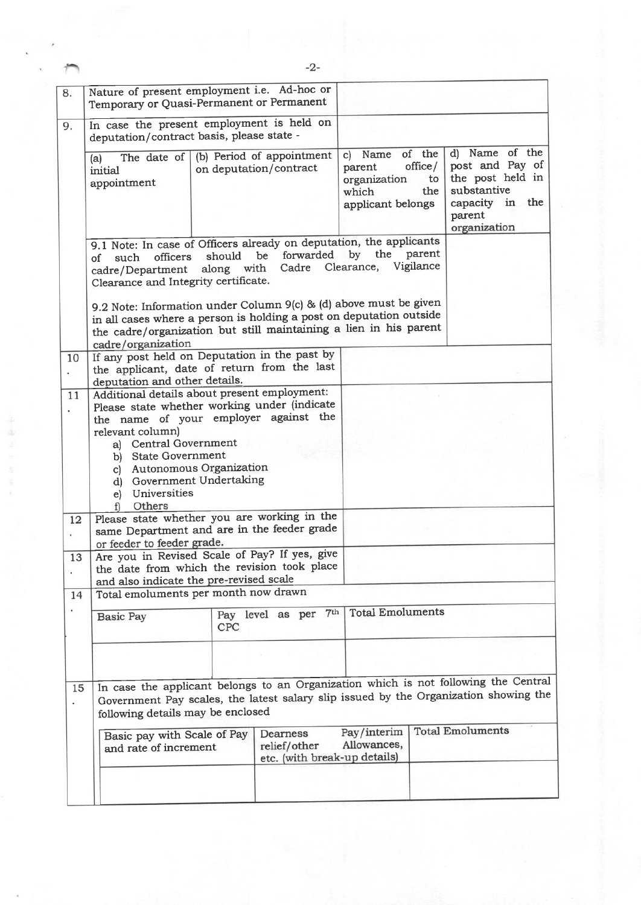| 8. | Nature of present employment i.e. Ad-hoc or Temporary or Quasi-Permanent or Permanent | | | |
|---|---|---|---|---|
| 9. | In case the present employment is held on deputation/contract basis, please state - | | | |
| | (a) The date of initial appointment | (b) Period of appointment on deputation/contract | c) Name of the parent office/ organization to which the applicant belongs | d) Name of the post and Pay of the post held in substantive capacity in the parent organization |
| | 9.1 Note: In case of Officers already on deputation, the applicants of such officers should be forwarded by the parent cadre/Department along with Cadre Clearance, Vigilance Clearance and Integrity certificate.<br><br>9.2 Note: Information under Column 9(c) & (d) above must be given in all cases where a person is holding a post on deputation outside the cadre/organization but still maintaining a lien in his parent cadre/organization | | | |
| 10. | If any post held on Deputation in the past by the applicant, date of return from the last deputation and other details. | | | |
| 11. | Additional details about present employment: Please state whether working under (indicate the name of your employer against the relevant column)<br>a) Central Government<br>b) State Government<br>c) Autonomous Organization<br>d) Government Undertaking<br>e) Universities<br>f) Others | | | |
| 12. | Please state whether you are working in the same Department and are in the feeder grade or feeder to feeder grade. | | | |
| 13. | Are you in Revised Scale of Pay? If yes, give the date from which the revision took place and also indicate the pre-revised scale | | | |
| 14. | Total emoluments per month now drawn | | | |
| | Basic Pay | Pay level as per 7th CPC | Total Emoluments | |
| | | | | |
| 15. | In case the applicant belongs to an Organization which is not following the Central Government Pay scales, the latest salary slip issued by the Organization showing the following details may be enclosed | | | |
| | Basic pay with Scale of Pay and rate of increment | Dearness Pay/interim relief/other Allowances, etc. (with break-up details) | Total Emoluments | |
| | | | | |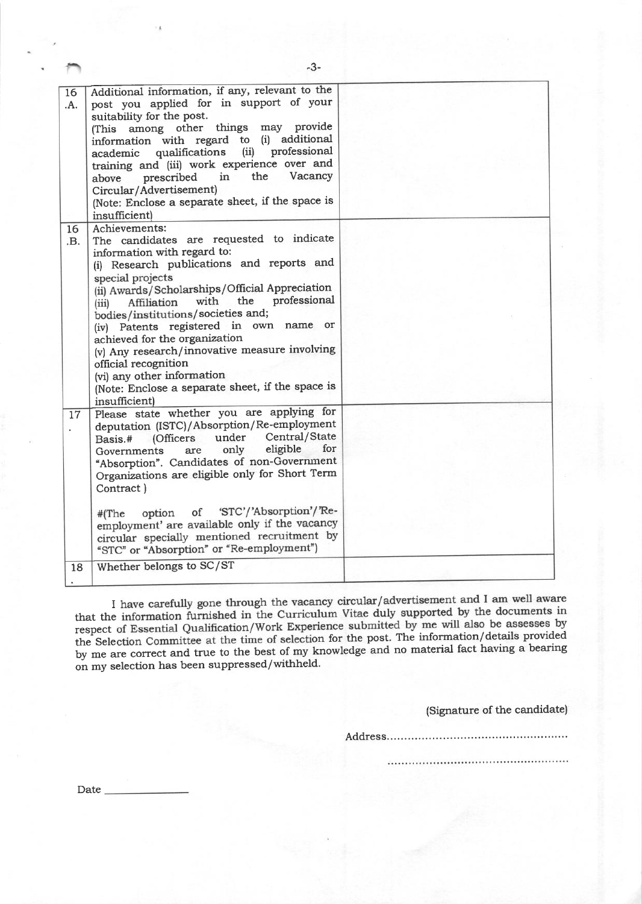| | | |
|---|---|---|
| 16.A. | Additional information, if any, relevant to the post you applied for in support of your suitability for the post.<br>(This among other things may provide information with regard to (i) additional academic qualifications (ii) professional training and (iii) work experience over and above prescribed in the Vacancy Circular/Advertisement)<br>(Note: Enclose a separate sheet, if the space is insufficient) | |
| 16.B. | Achievements:<br>The candidates are requested to indicate information with regard to:<br>(i) Research publications and reports and special projects<br>(ii) Awards/Scholarships/Official Appreciation<br>(iii) Affiliation with the professional bodies/institutions/societies and;<br>(iv) Patents registered in own name or achieved for the organization<br>(v) Any research/innovative measure involving official recognition<br>(vi) any other information<br>(Note: Enclose a separate sheet, if the space is insufficient) | |
| 17. | Please state whether you are applying for deputation (ISTC)/Absorption/Re-employment Basis.# (Officers under Central/State Governments are only eligible for "Absorption". Candidates of non-Government Organizations are eligible only for Short Term Contract )<br><br>#(The option of 'STC'/'Absorption'/'Re-employment' are available only if the vacancy circular specially mentioned recruitment by "STC" or "Absorption" or "Re-employment") | |
| 18. | Whether belongs to SC/ST | |

I have carefully gone through the vacancy circular/advertisement and I am well aware that the information furnished in the Curriculum Vitae duly supported by the documents in respect of Essential Qualification/Work Experience submitted by me will also be assesses by the Selection Committee at the time of selection for the post. The information/details provided by me are correct and true to the best of my knowledge and no material fact having a bearing on my selection has been suppressed/withheld.

(Signature of the candidate)

Address......................................................

......................................................

Date ______________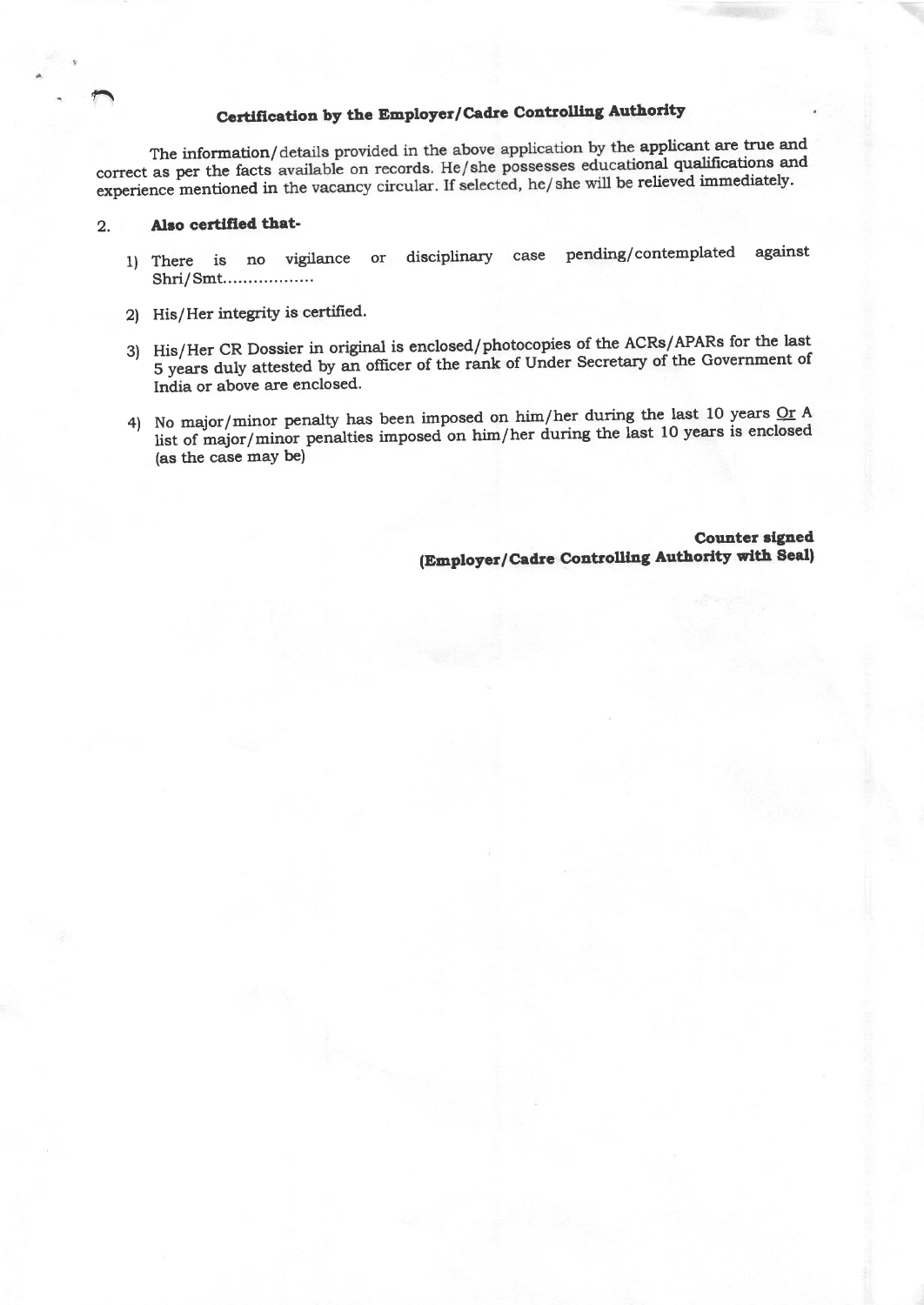## Certification by the Employer/Cadre Controlling Authority

The information/details provided in the above application by the applicant are true and correct as per the facts available on records. He/she possesses educational qualifications and experience mentioned in the vacancy circular. If selected, he/she will be relieved immediately.

2. **Also certified that-**

1) There is no vigilance or disciplinary case pending/contemplated against Shri/Smt..................

2) His/Her integrity is certified.

3) His/Her CR Dossier in original is enclosed/photocopies of the ACRs/APARs for the last 5 years duly attested by an officer of the rank of Under Secretary of the Government of India or above are enclosed.

4) No major/minor penalty has been imposed on him/her during the last 10 years <u>Or</u> A list of major/minor penalties imposed on him/her during the last 10 years is enclosed (as the case may be)

**Counter signed**
**(Employer/Cadre Controlling Authority with Seal)**